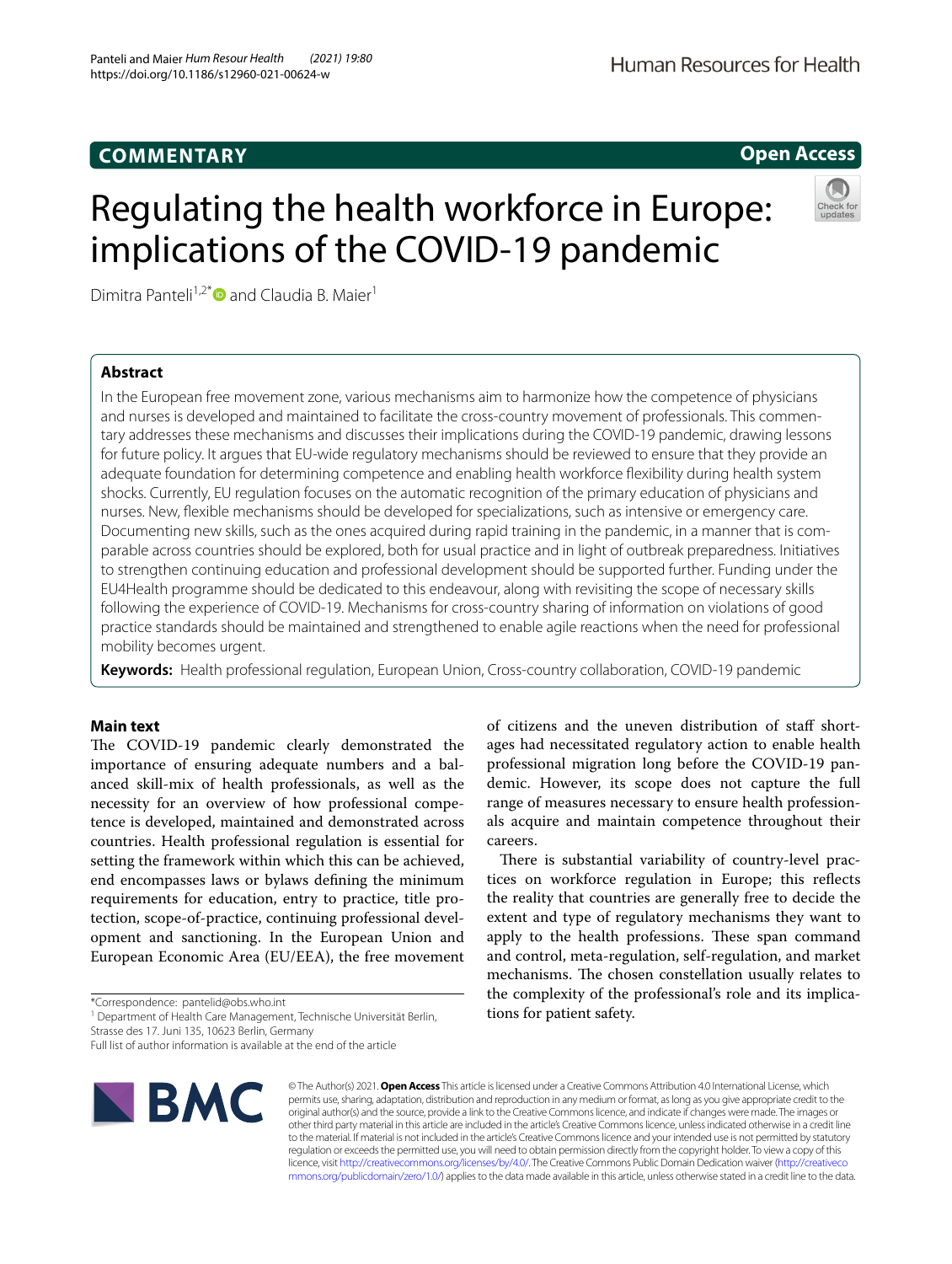COMMENTARY

Open Access

# Regulating the health workforce in Europe: implications of the COVID-19 pandemic

Dimitra Panteli[1,2*] and Claudia B. Maier[1]

## Abstract

In the European free movement zone, various mechanisms aim to harmonize how the competence of physicians and nurses is developed and maintained to facilitate the cross-country movement of professionals. This commentary addresses these mechanisms and discusses their implications during the COVID-19 pandemic, drawing lessons for future policy. It argues that EU-wide regulatory mechanisms should be reviewed to ensure that they provide an adequate foundation for determining competence and enabling health workforce flexibility during health system shocks. Currently, EU regulation focuses on the automatic recognition of the primary education of physicians and nurses. New, flexible mechanisms should be developed for specializations, such as intensive or emergency care. Documenting new skills, such as the ones acquired during rapid training in the pandemic, in a manner that is comparable across countries should be explored, both for usual practice and in light of outbreak preparedness. Initiatives to strengthen continuing education and professional development should be supported further. Funding under the EU4Health programme should be dedicated to this endeavour, along with revisiting the scope of necessary skills following the experience of COVID-19. Mechanisms for cross-country sharing of information on violations of good practice standards should be maintained and strengthened to enable agile reactions when the need for professional mobility becomes urgent.

**Keywords:** Health professional regulation, European Union, Cross-country collaboration, COVID-19 pandemic

## Main text

The COVID-19 pandemic clearly demonstrated the importance of ensuring adequate numbers and a balanced skill-mix of health professionals, as well as the necessity for an overview of how professional competence is developed, maintained and demonstrated across countries. Health professional regulation is essential for setting the framework within which this can be achieved, end encompasses laws or bylaws defining the minimum requirements for education, entry to practice, title protection, scope-of-practice, continuing professional development and sanctioning. In the European Union and European Economic Area (EU/EEA), the free movement of citizens and the uneven distribution of staff shortages had necessitated regulatory action to enable health professional migration long before the COVID-19 pandemic. However, its scope does not capture the full range of measures necessary to ensure health professionals acquire and maintain competence throughout their careers.

There is substantial variability of country-level practices on workforce regulation in Europe; this reflects the reality that countries are generally free to decide the extent and type of regulatory mechanisms they want to apply to the health professions. These span command and control, meta-regulation, self-regulation, and market mechanisms. The chosen constellation usually relates to the complexity of the professional's role and its implications for patient safety.

*Correspondence: pantelid@obs.who.int

[1] Department of Health Care Management, Technische Universität Berlin, Strasse des 17. Juni 135, 10623 Berlin, Germany

Full list of author information is available at the end of the article

© The Author(s) 2021. **Open Access** This article is licensed under a Creative Commons Attribution 4.0 International License, which permits use, sharing, adaptation, distribution and reproduction in any medium or format, as long as you give appropriate credit to the original author(s) and the source, provide a link to the Creative Commons licence, and indicate if changes were made. The images or other third party material in this article are included in the article's Creative Commons licence, unless indicated otherwise in a credit line to the material. If material is not included in the article's Creative Commons licence and your intended use is not permitted by statutory regulation or exceeds the permitted use, you will need to obtain permission directly from the copyright holder. To view a copy of this licence, visit http://creativecommons.org/licenses/by/4.0/. The Creative Commons Public Domain Dedication waiver (http://creativecommons.org/publicdomain/zero/1.0/) applies to the data made available in this article, unless otherwise stated in a credit line to the data.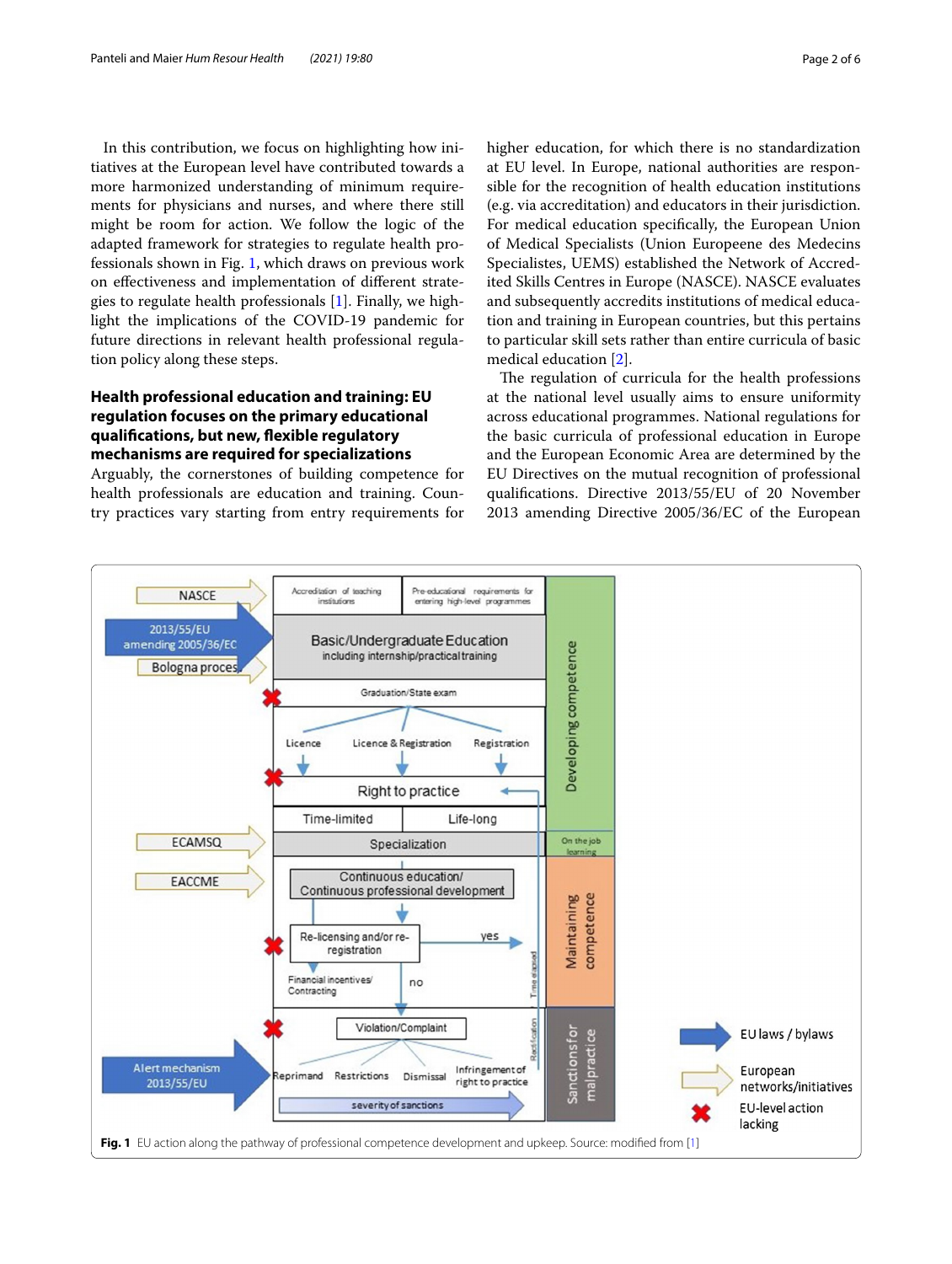In this contribution, we focus on highlighting how initiatives at the European level have contributed towards a more harmonized understanding of minimum requirements for physicians and nurses, and where there still might be room for action. We follow the logic of the adapted framework for strategies to regulate health professionals shown in Fig. 1, which draws on previous work on effectiveness and implementation of different strategies to regulate health professionals [1]. Finally, we highlight the implications of the COVID-19 pandemic for future directions in relevant health professional regulation policy along these steps.

## Health professional education and training: EU regulation focuses on the primary educational qualifications, but new, flexible regulatory mechanisms are required for specializations

Arguably, the cornerstones of building competence for health professionals are education and training. Country practices vary starting from entry requirements for higher education, for which there is no standardization at EU level. In Europe, national authorities are responsible for the recognition of health education institutions (e.g. via accreditation) and educators in their jurisdiction. For medical education specifically, the European Union of Medical Specialists (Union Europeene des Medecins Specialistes, UEMS) established the Network of Accredited Skills Centres in Europe (NASCE). NASCE evaluates and subsequently accredits institutions of medical education and training in European countries, but this pertains to particular skill sets rather than entire curricula of basic medical education [2].

The regulation of curricula for the health professions at the national level usually aims to ensure uniformity across educational programmes. National regulations for the basic curricula of professional education in Europe and the European Economic Area are determined by the EU Directives on the mutual recognition of professional qualifications. Directive 2013/55/EU of 20 November 2013 amending Directive 2005/36/EC of the European

**Fig. 1** EU action along the pathway of professional competence development and upkeep. Source: modified from [1]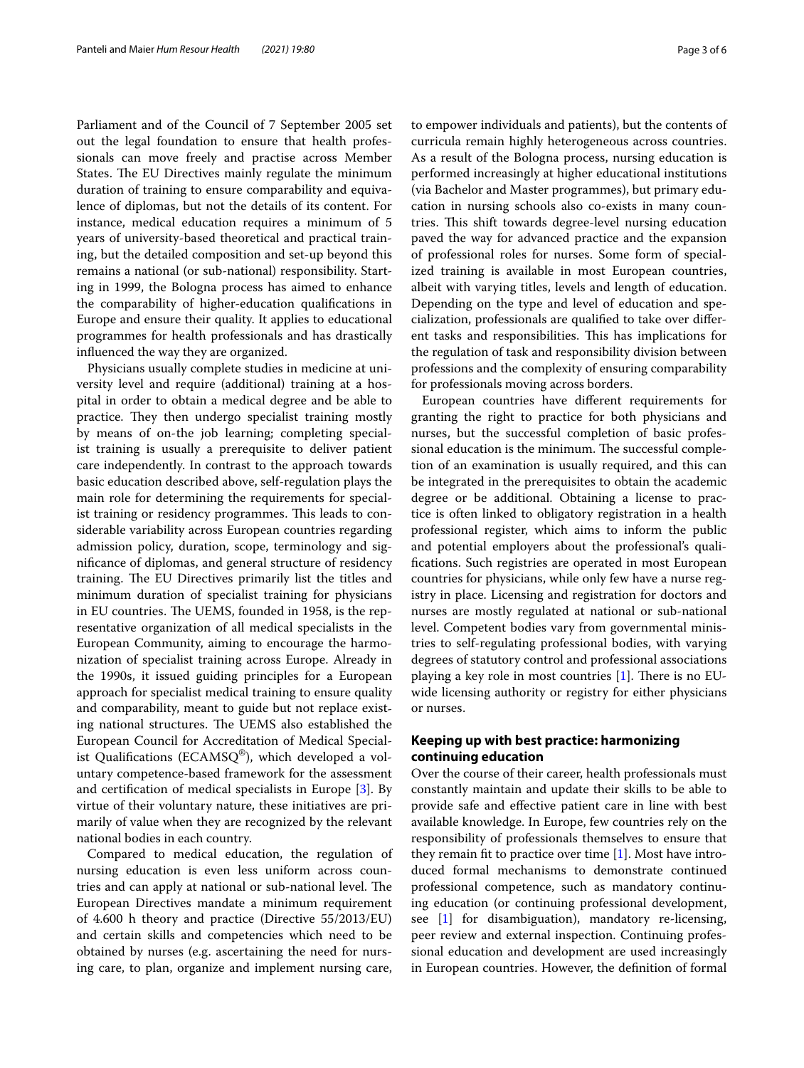Parliament and of the Council of 7 September 2005 set out the legal foundation to ensure that health professionals can move freely and practise across Member States. The EU Directives mainly regulate the minimum duration of training to ensure comparability and equivalence of diplomas, but not the details of its content. For instance, medical education requires a minimum of 5 years of university-based theoretical and practical training, but the detailed composition and set-up beyond this remains a national (or sub-national) responsibility. Starting in 1999, the Bologna process has aimed to enhance the comparability of higher-education qualifications in Europe and ensure their quality. It applies to educational programmes for health professionals and has drastically influenced the way they are organized.

Physicians usually complete studies in medicine at university level and require (additional) training at a hospital in order to obtain a medical degree and be able to practice. They then undergo specialist training mostly by means of on-the job learning; completing specialist training is usually a prerequisite to deliver patient care independently. In contrast to the approach towards basic education described above, self-regulation plays the main role for determining the requirements for specialist training or residency programmes. This leads to considerable variability across European countries regarding admission policy, duration, scope, terminology and significance of diplomas, and general structure of residency training. The EU Directives primarily list the titles and minimum duration of specialist training for physicians in EU countries. The UEMS, founded in 1958, is the representative organization of all medical specialists in the European Community, aiming to encourage the harmonization of specialist training across Europe. Already in the 1990s, it issued guiding principles for a European approach for specialist medical training to ensure quality and comparability, meant to guide but not replace existing national structures. The UEMS also established the European Council for Accreditation of Medical Specialist Qualifications (ECAMSQ®), which developed a voluntary competence-based framework for the assessment and certification of medical specialists in Europe [3]. By virtue of their voluntary nature, these initiatives are primarily of value when they are recognized by the relevant national bodies in each country.

Compared to medical education, the regulation of nursing education is even less uniform across countries and can apply at national or sub-national level. The European Directives mandate a minimum requirement of 4.600 h theory and practice (Directive 55/2013/EU) and certain skills and competencies which need to be obtained by nurses (e.g. ascertaining the need for nursing care, to plan, organize and implement nursing care, to empower individuals and patients), but the contents of curricula remain highly heterogeneous across countries. As a result of the Bologna process, nursing education is performed increasingly at higher educational institutions (via Bachelor and Master programmes), but primary education in nursing schools also co-exists in many countries. This shift towards degree-level nursing education paved the way for advanced practice and the expansion of professional roles for nurses. Some form of specialized training is available in most European countries, albeit with varying titles, levels and length of education. Depending on the type and level of education and specialization, professionals are qualified to take over different tasks and responsibilities. This has implications for the regulation of task and responsibility division between professions and the complexity of ensuring comparability for professionals moving across borders.

European countries have different requirements for granting the right to practice for both physicians and nurses, but the successful completion of basic professional education is the minimum. The successful completion of an examination is usually required, and this can be integrated in the prerequisites to obtain the academic degree or be additional. Obtaining a license to practice is often linked to obligatory registration in a health professional register, which aims to inform the public and potential employers about the professional's qualifications. Such registries are operated in most European countries for physicians, while only few have a nurse registry in place. Licensing and registration for doctors and nurses are mostly regulated at national or sub-national level. Competent bodies vary from governmental ministries to self-regulating professional bodies, with varying degrees of statutory control and professional associations playing a key role in most countries [1]. There is no EU-wide licensing authority or registry for either physicians or nurses.

## Keeping up with best practice: harmonizing continuing education

Over the course of their career, health professionals must constantly maintain and update their skills to be able to provide safe and effective patient care in line with best available knowledge. In Europe, few countries rely on the responsibility of professionals themselves to ensure that they remain fit to practice over time [1]. Most have introduced formal mechanisms to demonstrate continued professional competence, such as mandatory continuing education (or continuing professional development, see [1] for disambiguation), mandatory re-licensing, peer review and external inspection. Continuing professional education and development are used increasingly in European countries. However, the definition of formal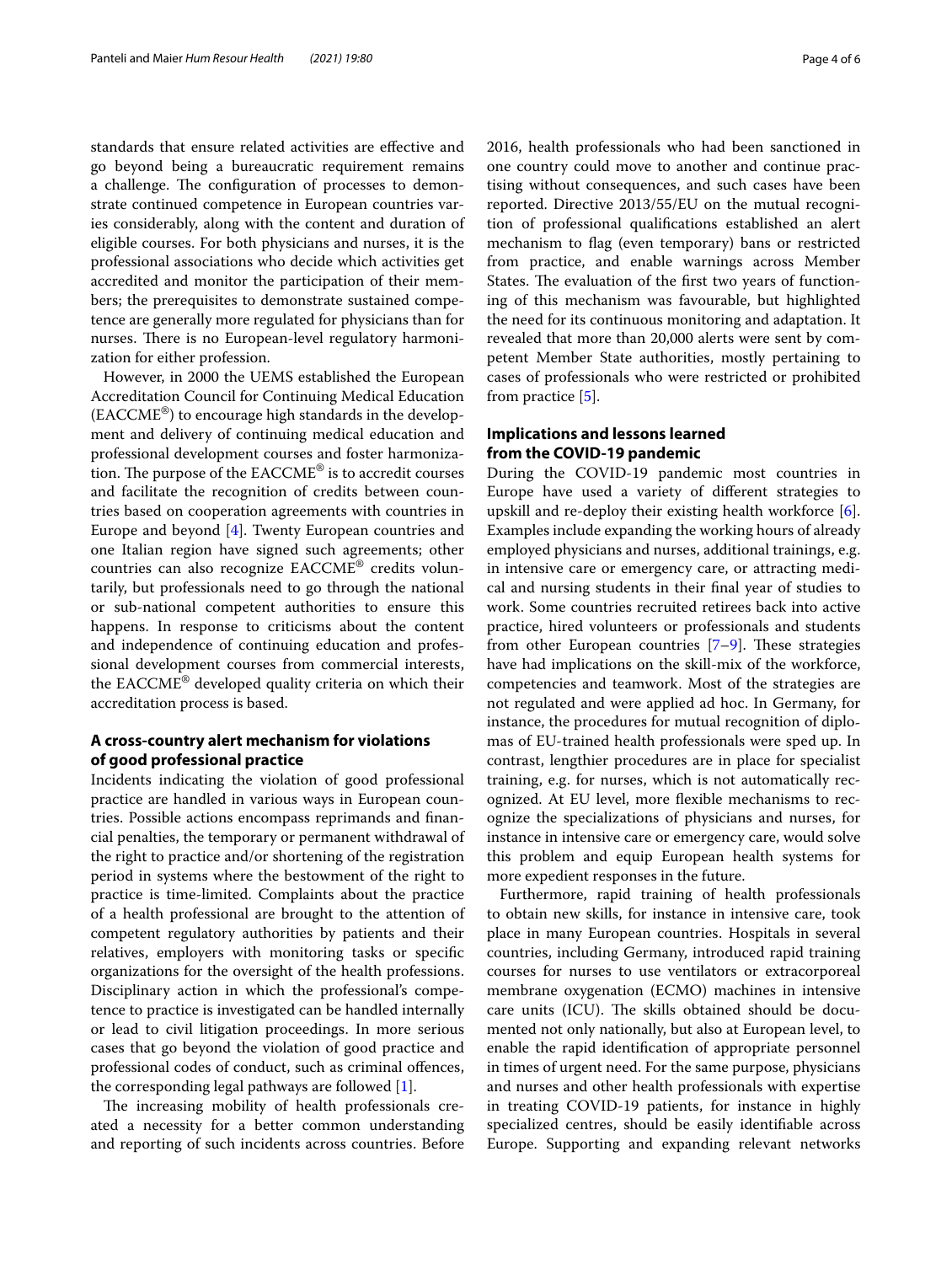standards that ensure related activities are effective and go beyond being a bureaucratic requirement remains a challenge. The configuration of processes to demonstrate continued competence in European countries varies considerably, along with the content and duration of eligible courses. For both physicians and nurses, it is the professional associations who decide which activities get accredited and monitor the participation of their members; the prerequisites to demonstrate sustained competence are generally more regulated for physicians than for nurses. There is no European-level regulatory harmonization for either profession.

However, in 2000 the UEMS established the European Accreditation Council for Continuing Medical Education (EACCME®) to encourage high standards in the development and delivery of continuing medical education and professional development courses and foster harmonization. The purpose of the EACCME® is to accredit courses and facilitate the recognition of credits between countries based on cooperation agreements with countries in Europe and beyond [4]. Twenty European countries and one Italian region have signed such agreements; other countries can also recognize EACCME® credits voluntarily, but professionals need to go through the national or sub-national competent authorities to ensure this happens. In response to criticisms about the content and independence of continuing education and professional development courses from commercial interests, the EACCME® developed quality criteria on which their accreditation process is based.

## A cross-country alert mechanism for violations of good professional practice

Incidents indicating the violation of good professional practice are handled in various ways in European countries. Possible actions encompass reprimands and financial penalties, the temporary or permanent withdrawal of the right to practice and/or shortening of the registration period in systems where the bestowment of the right to practice is time-limited. Complaints about the practice of a health professional are brought to the attention of competent regulatory authorities by patients and their relatives, employers with monitoring tasks or specific organizations for the oversight of the health professions. Disciplinary action in which the professional's competence to practice is investigated can be handled internally or lead to civil litigation proceedings. In more serious cases that go beyond the violation of good practice and professional codes of conduct, such as criminal offences, the corresponding legal pathways are followed [1].

The increasing mobility of health professionals created a necessity for a better common understanding and reporting of such incidents across countries. Before 2016, health professionals who had been sanctioned in one country could move to another and continue practising without consequences, and such cases have been reported. Directive 2013/55/EU on the mutual recognition of professional qualifications established an alert mechanism to flag (even temporary) bans or restricted from practice, and enable warnings across Member States. The evaluation of the first two years of functioning of this mechanism was favourable, but highlighted the need for its continuous monitoring and adaptation. It revealed that more than 20,000 alerts were sent by competent Member State authorities, mostly pertaining to cases of professionals who were restricted or prohibited from practice [5].

## Implications and lessons learned from the COVID-19 pandemic

During the COVID-19 pandemic most countries in Europe have used a variety of different strategies to upskill and re-deploy their existing health workforce [6]. Examples include expanding the working hours of already employed physicians and nurses, additional trainings, e.g. in intensive care or emergency care, or attracting medical and nursing students in their final year of studies to work. Some countries recruited retirees back into active practice, hired volunteers or professionals and students from other European countries [7–9]. These strategies have had implications on the skill-mix of the workforce, competencies and teamwork. Most of the strategies are not regulated and were applied ad hoc. In Germany, for instance, the procedures for mutual recognition of diplomas of EU-trained health professionals were sped up. In contrast, lengthier procedures are in place for specialist training, e.g. for nurses, which is not automatically recognized. At EU level, more flexible mechanisms to recognize the specializations of physicians and nurses, for instance in intensive care or emergency care, would solve this problem and equip European health systems for more expedient responses in the future.

Furthermore, rapid training of health professionals to obtain new skills, for instance in intensive care, took place in many European countries. Hospitals in several countries, including Germany, introduced rapid training courses for nurses to use ventilators or extracorporeal membrane oxygenation (ECMO) machines in intensive care units (ICU). The skills obtained should be documented not only nationally, but also at European level, to enable the rapid identification of appropriate personnel in times of urgent need. For the same purpose, physicians and nurses and other health professionals with expertise in treating COVID-19 patients, for instance in highly specialized centres, should be easily identifiable across Europe. Supporting and expanding relevant networks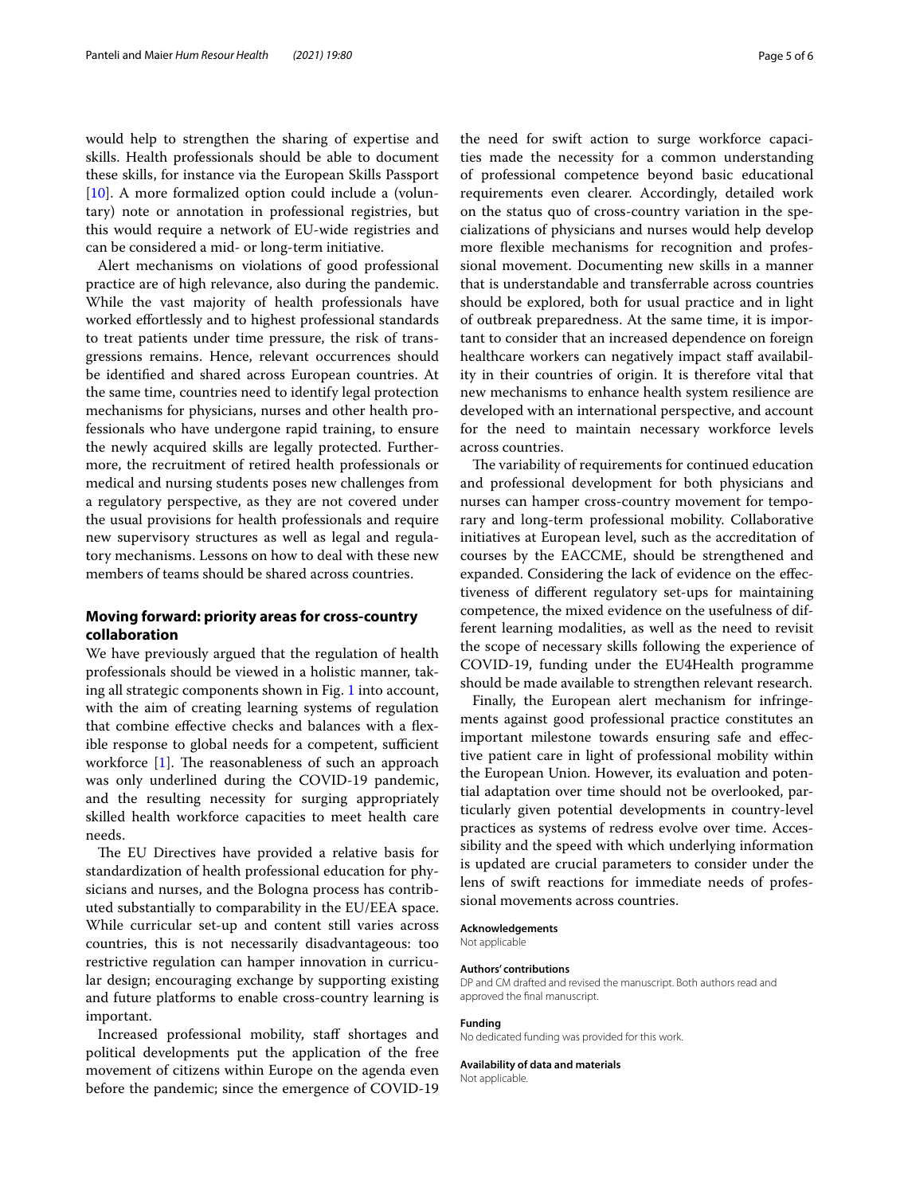would help to strengthen the sharing of expertise and skills. Health professionals should be able to document these skills, for instance via the European Skills Passport [10]. A more formalized option could include a (voluntary) note or annotation in professional registries, but this would require a network of EU-wide registries and can be considered a mid- or long-term initiative.

Alert mechanisms on violations of good professional practice are of high relevance, also during the pandemic. While the vast majority of health professionals have worked effortlessly and to highest professional standards to treat patients under time pressure, the risk of transgressions remains. Hence, relevant occurrences should be identified and shared across European countries. At the same time, countries need to identify legal protection mechanisms for physicians, nurses and other health professionals who have undergone rapid training, to ensure the newly acquired skills are legally protected. Furthermore, the recruitment of retired health professionals or medical and nursing students poses new challenges from a regulatory perspective, as they are not covered under the usual provisions for health professionals and require new supervisory structures as well as legal and regulatory mechanisms. Lessons on how to deal with these new members of teams should be shared across countries.

## Moving forward: priority areas for cross-country collaboration

We have previously argued that the regulation of health professionals should be viewed in a holistic manner, taking all strategic components shown in Fig. 1 into account, with the aim of creating learning systems of regulation that combine effective checks and balances with a flexible response to global needs for a competent, sufficient workforce [1]. The reasonableness of such an approach was only underlined during the COVID-19 pandemic, and the resulting necessity for surging appropriately skilled health workforce capacities to meet health care needs.

The EU Directives have provided a relative basis for standardization of health professional education for physicians and nurses, and the Bologna process has contributed substantially to comparability in the EU/EEA space. While curricular set-up and content still varies across countries, this is not necessarily disadvantageous: too restrictive regulation can hamper innovation in curricular design; encouraging exchange by supporting existing and future platforms to enable cross-country learning is important.

Increased professional mobility, staff shortages and political developments put the application of the free movement of citizens within Europe on the agenda even before the pandemic; since the emergence of COVID-19 the need for swift action to surge workforce capacities made the necessity for a common understanding of professional competence beyond basic educational requirements even clearer. Accordingly, detailed work on the status quo of cross-country variation in the specializations of physicians and nurses would help develop more flexible mechanisms for recognition and professional movement. Documenting new skills in a manner that is understandable and transferrable across countries should be explored, both for usual practice and in light of outbreak preparedness. At the same time, it is important to consider that an increased dependence on foreign healthcare workers can negatively impact staff availability in their countries of origin. It is therefore vital that new mechanisms to enhance health system resilience are developed with an international perspective, and account for the need to maintain necessary workforce levels across countries.

The variability of requirements for continued education and professional development for both physicians and nurses can hamper cross-country movement for temporary and long-term professional mobility. Collaborative initiatives at European level, such as the accreditation of courses by the EACCME, should be strengthened and expanded. Considering the lack of evidence on the effectiveness of different regulatory set-ups for maintaining competence, the mixed evidence on the usefulness of different learning modalities, as well as the need to revisit the scope of necessary skills following the experience of COVID-19, funding under the EU4Health programme should be made available to strengthen relevant research.

Finally, the European alert mechanism for infringements against good professional practice constitutes an important milestone towards ensuring safe and effective patient care in light of professional mobility within the European Union. However, its evaluation and potential adaptation over time should not be overlooked, particularly given potential developments in country-level practices as systems of redress evolve over time. Accessibility and the speed with which underlying information is updated are crucial parameters to consider under the lens of swift reactions for immediate needs of professional movements across countries.

#### Acknowledgements

Not applicable

#### Authors' contributions

DP and CM drafted and revised the manuscript. Both authors read and approved the final manuscript.

#### Funding

No dedicated funding was provided for this work.

#### Availability of data and materials

Not applicable.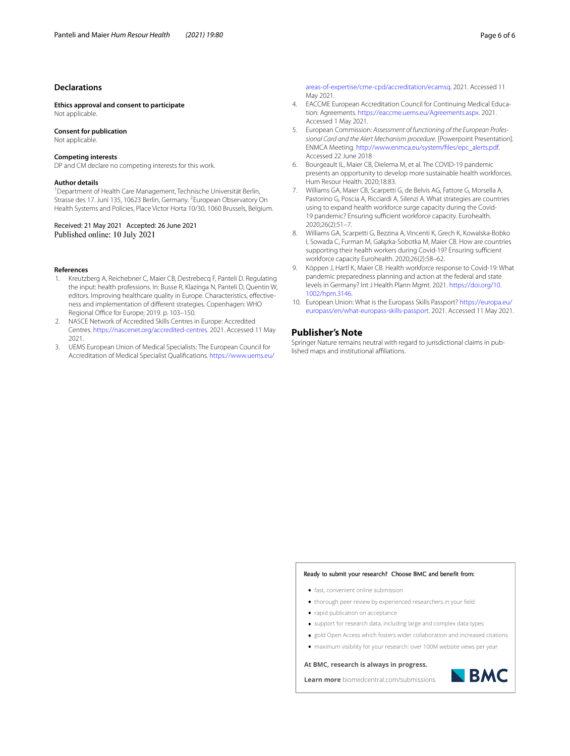## Declarations

### Ethics approval and consent to participate

Not applicable.

### Consent for publication

Not applicable.

### Competing interests

DP and CM declare no competing interests for this work.

### Author details

[1]Department of Health Care Management, Technische Universität Berlin, Strasse des 17. Juni 135, 10623 Berlin, Germany. [2]European Observatory On Health Systems and Policies, Place Victor Horta 10/30, 1060 Brussels, Belgium.

Received: 21 May 2021 Accepted: 26 June 2021
Published online: 10 July 2021

## References

1. Kreutzberg A, Reichebner C, Maier CB, Destrebecq F, Panteli D. Regulating the input: health professions. In: Busse R, Klazinga N, Panteli D, Quentin W, editors. Improving healthcare quality in Europe. Characteristics, effectiveness and implementation of different strategies. Copenhagen: WHO Regional Office for Europe; 2019. p. 103–150.
2. NASCE Network of Accredited Skills Centres in Europe: Accredited Centres. https://nascenet.org/accredited-centres. 2021. Accessed 11 May 2021.
3. UEMS European Union of Medical Specialists: The European Council for Accreditation of Medical Specialist Qualifications. https://www.uems.eu/areas-of-expertise/cme-cpd/accreditation/ecamsq. 2021. Accessed 11 May 2021.
4. EACCME European Accreditation Council for Continuing Medical Education: Agreements. https://eaccme.uems.eu/Agreements.aspx. 2021. Accessed 1 May 2021.
5. European Commission: *Assessment of functioning of the European Professional Card and the Alert Mechanism procedure*. [Powerpoint Presentation]. ENMCA Meeting. http://www.enmca.eu/system/files/epc_alerts.pdf. Accessed 22 June 2018
6. Bourgeault IL, Maier CB, Dielema M, et al. The COVID-19 pandemic presents an opportunity to develop more sustainable health workforces. Hum Resour Health. 2020;18:83.
7. Williams GA, Maier CB, Scarpetti G, de Belvis AG, Fattore G, Morsella A, Pastorino G, Poscia A, Ricciardi A, Silenzi A. What strategies are countries using to expand health workforce surge capacity during the Covid-19 pandemic? Ensuring sufficient workforce capacity. Eurohealth. 2020;26(2):51–7.
8. Williams GA, Scarpetti G, Bezzina A, Vincenti K, Grech K, Kowalska-Bobko I, Sowada C, Furman M, Gałązka-Sobotka M, Maier CB. How are countries supporting their health workers during Covid-19? Ensuring sufficient workforce capacity Eurohealth. 2020;26(2):58–62.
9. Köppen J, Hartl K, Maier CB. Health workforce response to Covid-19: What pandemic preparedness planning and action at the federal and state levels in Germany? Int J Health Plann Mgmt. 2021. https://doi.org/10.1002/hpm.3146.
10. European Union: What is the Europass Skills Passport? https://europa.eu/europass/en/what-europass-skills-passport. 2021. Accessed 11 May 2021.

## Publisher's Note

Springer Nature remains neutral with regard to jurisdictional claims in published maps and institutional affiliations.

Ready to submit your research? Choose BMC and benefit from:

- fast, convenient online submission
- thorough peer review by experienced researchers in your field
- rapid publication on acceptance
- support for research data, including large and complex data types
- gold Open Access which fosters wider collaboration and increased citations
- maximum visibility for your research: over 100M website views per year

**At BMC, research is always in progress.**

**Learn more** biomedcentral.com/submissions